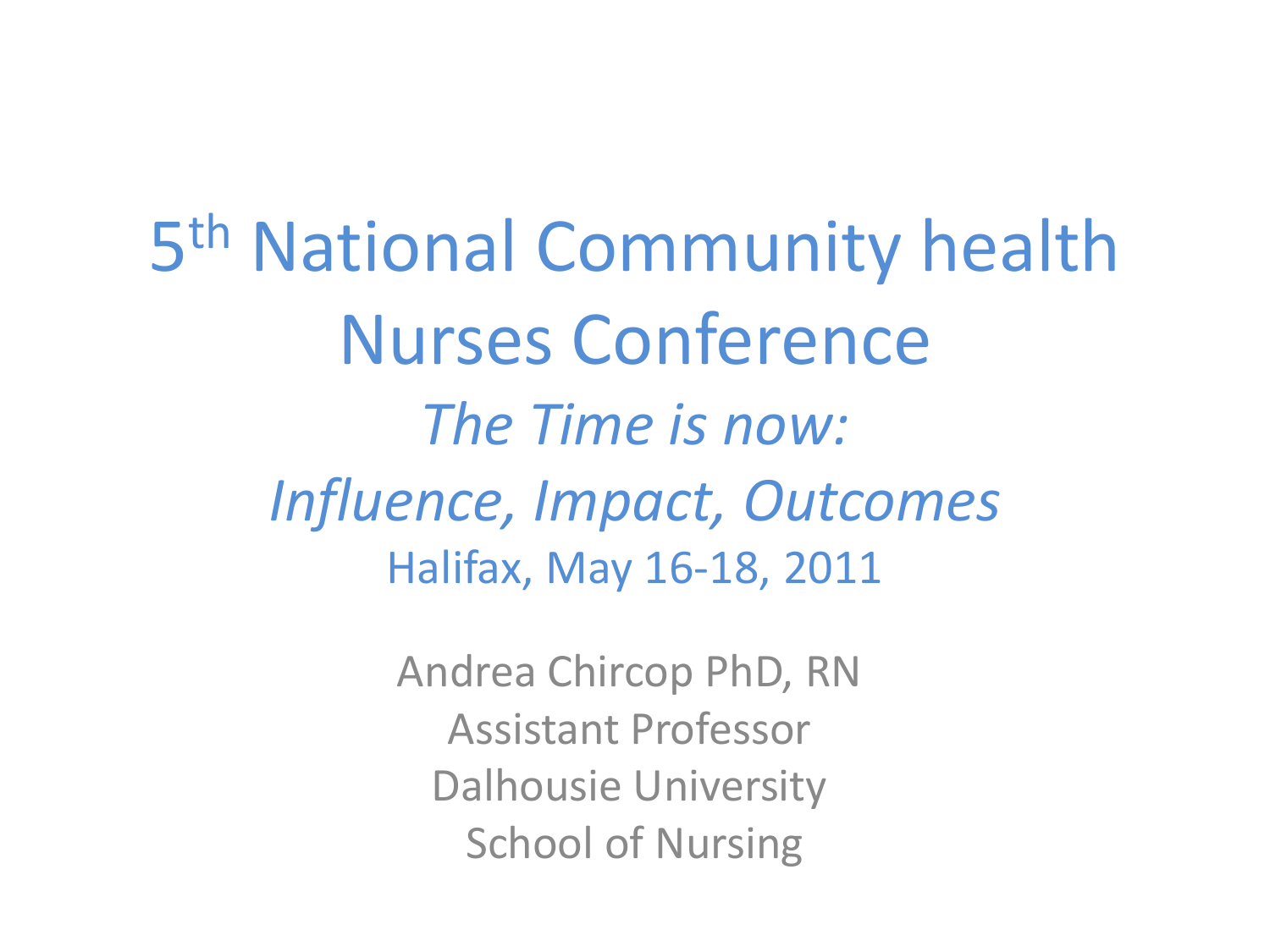# 5th National Community health Nurses Conference

*The Time is now:*

*Influence, Impact, Outcomes*

Halifax, May 16-18, 2011

Andrea Chircop PhD, RN

Assistant Professor

Dalhousie University

School of Nursing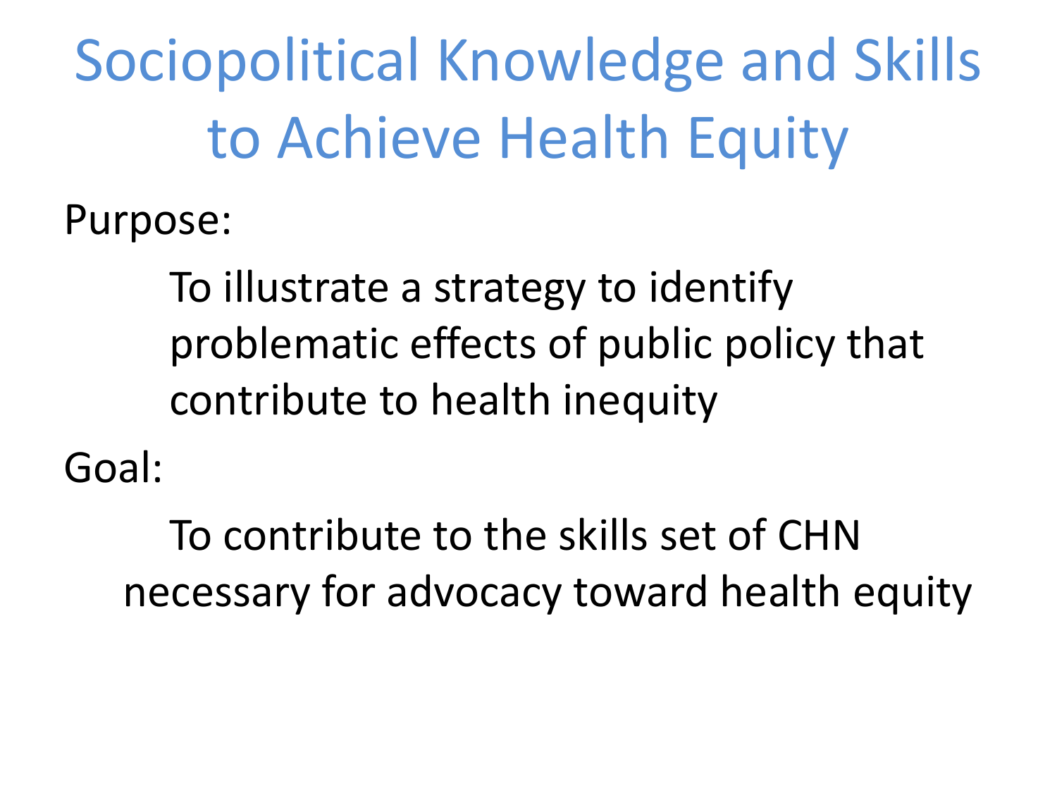# Sociopolitical Knowledge and Skills to Achieve Health Equity

Purpose:

To illustrate a strategy to identify problematic effects of public policy that contribute to health inequity

Goal:

To contribute to the skills set of CHN necessary for advocacy toward health equity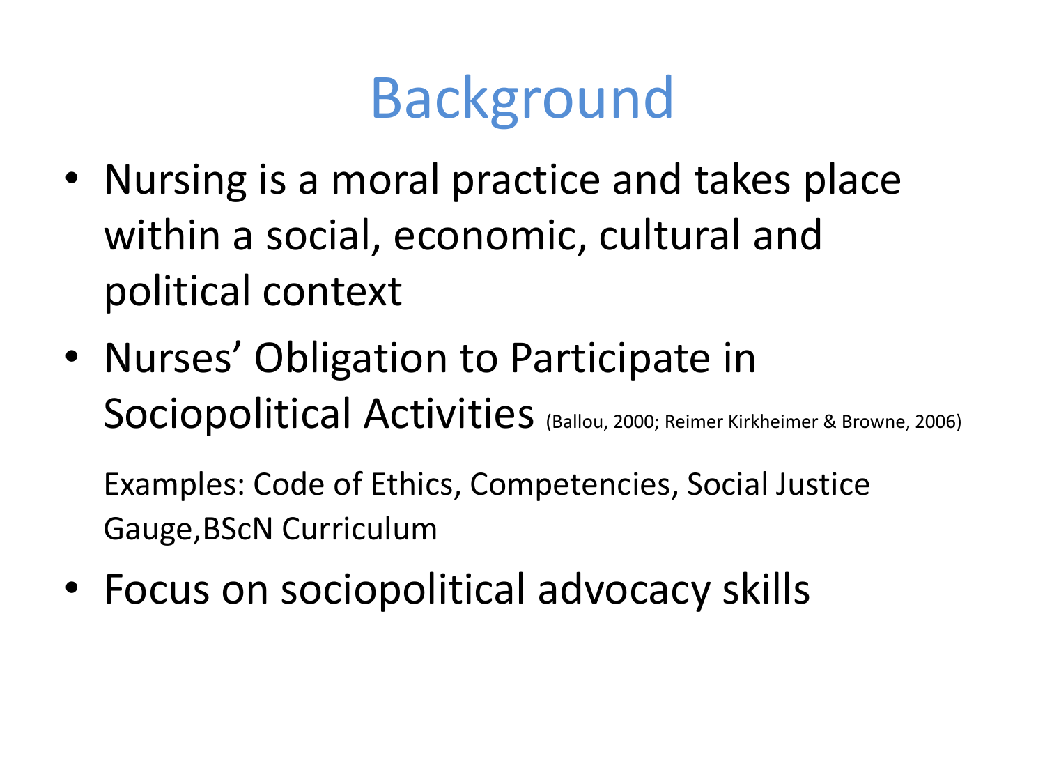# Background

- Nursing is a moral practice and takes place within a social, economic, cultural and political context
- Nurses' Obligation to Participate in Sociopolitical Activities (Ballou, 2000; Reimer Kirkheimer & Browne, 2006)

  Examples: Code of Ethics, Competencies, Social Justice Gauge,BScN Curriculum

- Focus on sociopolitical advocacy skills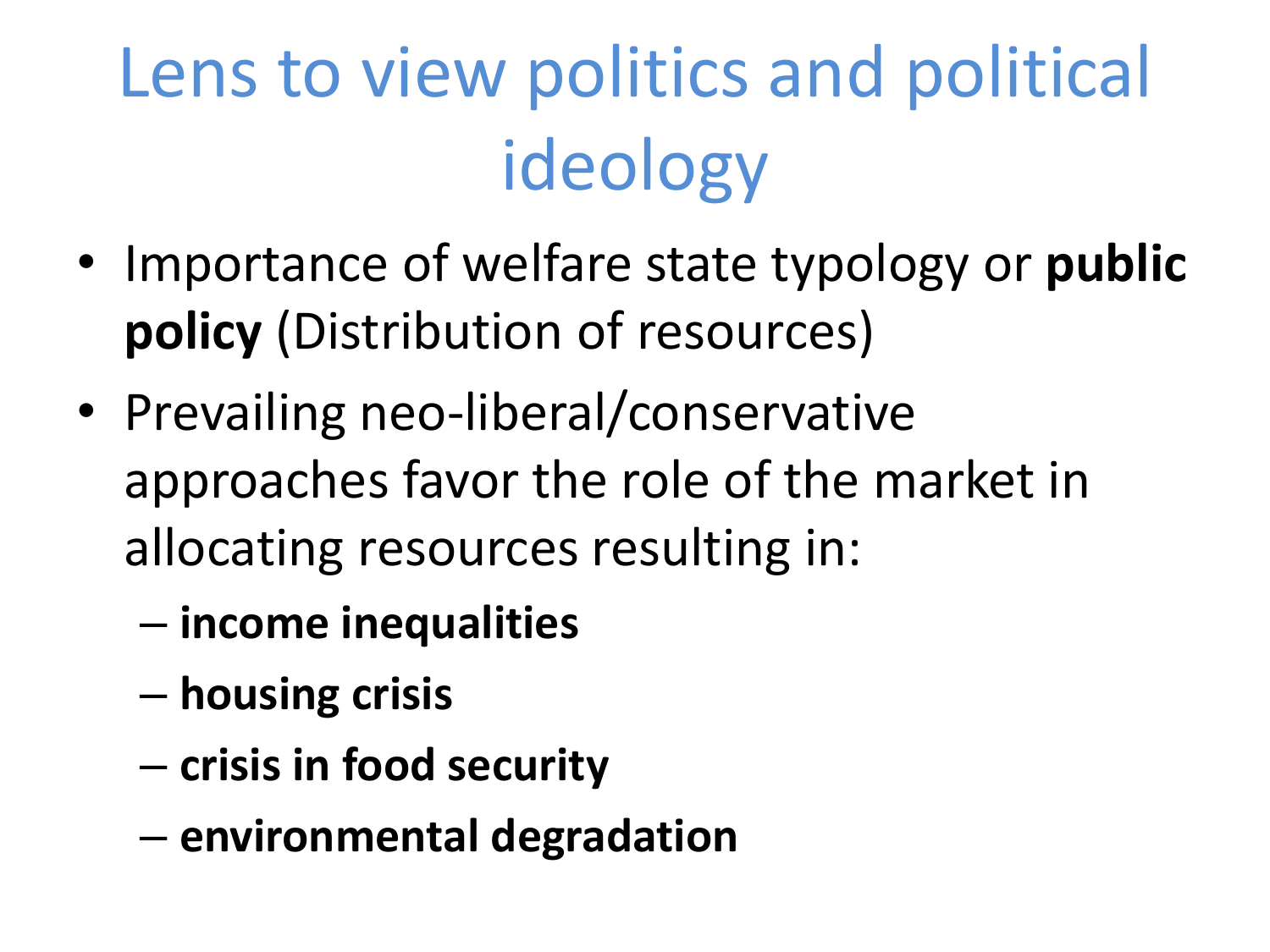# Lens to view politics and political ideology

- Importance of welfare state typology or **public policy** (Distribution of resources)
- Prevailing neo-liberal/conservative approaches favor the role of the market in allocating resources resulting in:
  - **income inequalities**
  - **housing crisis**
  - **crisis in food security**
  - **environmental degradation**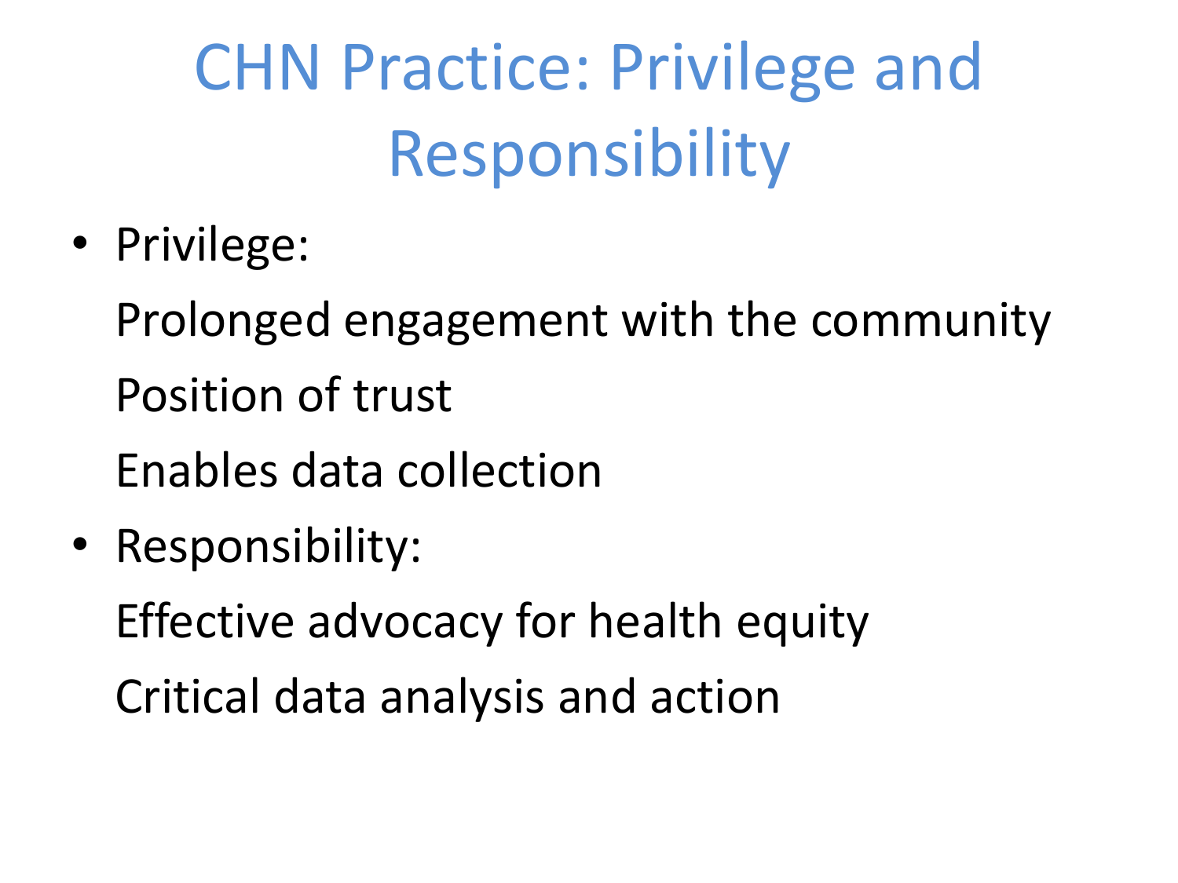# CHN Practice: Privilege and Responsibility

- Privilege:

  Prolonged engagement with the community

  Position of trust

  Enables data collection

- Responsibility:

  Effective advocacy for health equity

  Critical data analysis and action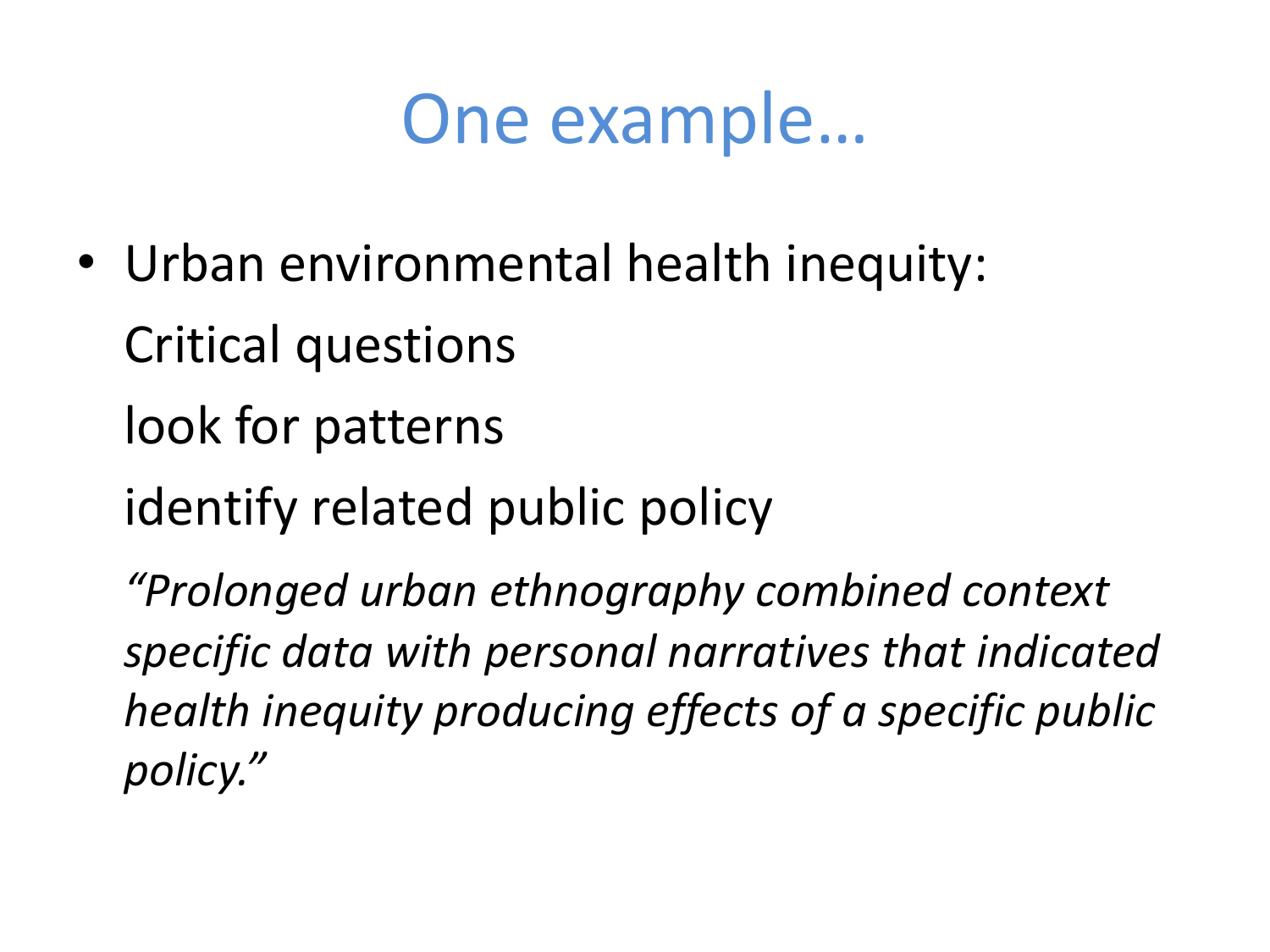# One example…

- Urban environmental health inequity:

  Critical questions

  look for patterns

  identify related public policy

  *"Prolonged urban ethnography combined context specific data with personal narratives that indicated health inequity producing effects of a specific public policy."*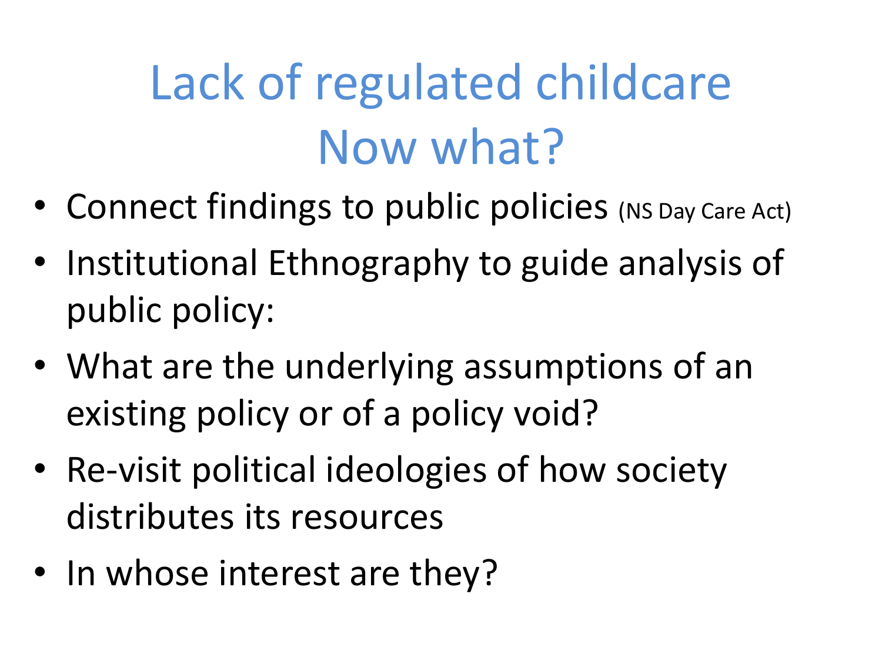# Lack of regulated childcare
# Now what?

- Connect findings to public policies (NS Day Care Act)
- Institutional Ethnography to guide analysis of public policy:
- What are the underlying assumptions of an existing policy or of a policy void?
- Re-visit political ideologies of how society distributes its resources
- In whose interest are they?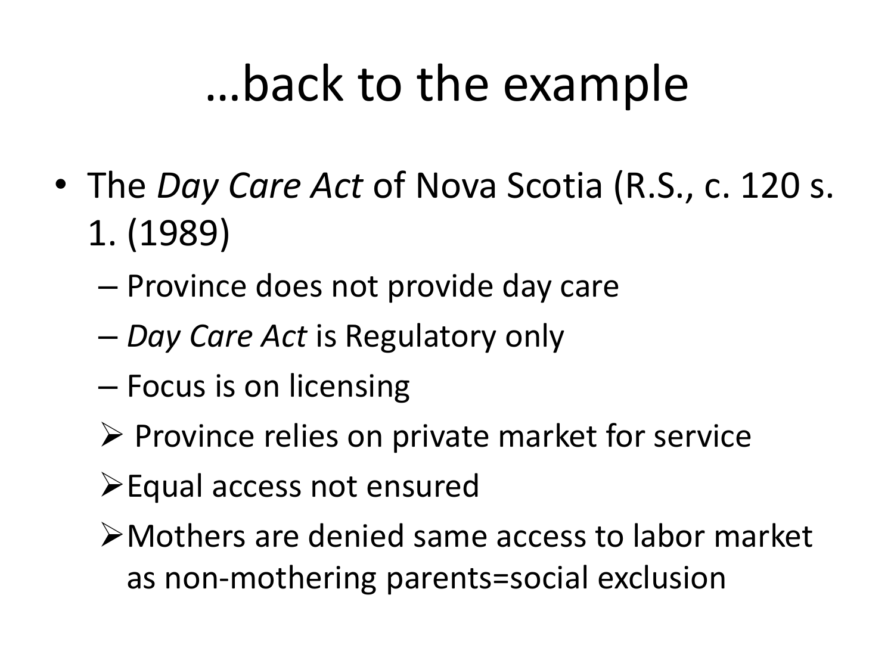# …back to the example

- The *Day Care Act* of Nova Scotia (R.S., c. 120 s. 1. (1989)
  - Province does not provide day care
  - *Day Care Act* is Regulatory only
  - Focus is on licensing
  - Province relies on private market for service
  - Equal access not ensured
  - Mothers are denied same access to labor market as non-mothering parents=social exclusion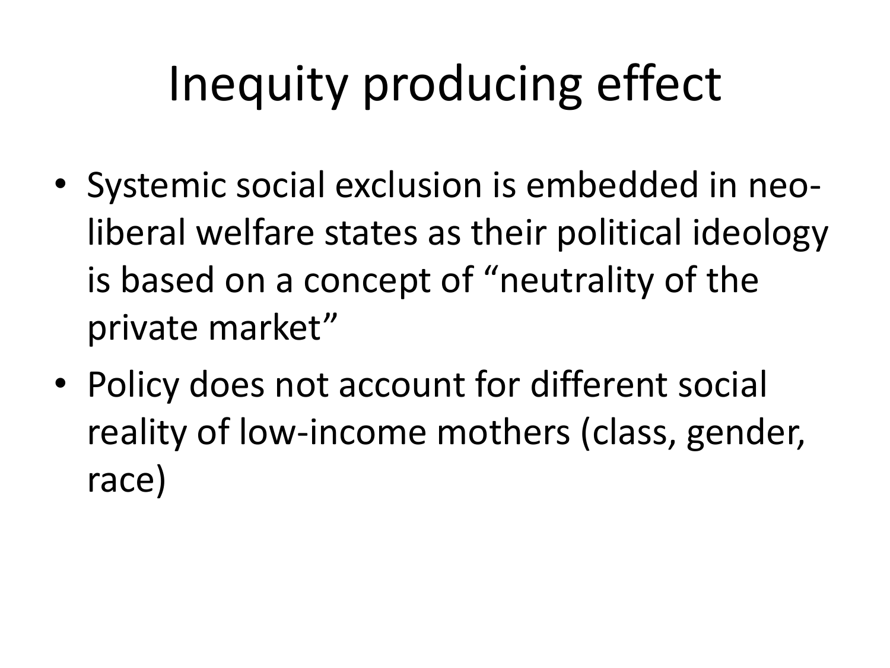# Inequity producing effect

- Systemic social exclusion is embedded in neo-liberal welfare states as their political ideology is based on a concept of "neutrality of the private market"
- Policy does not account for different social reality of low-income mothers (class, gender, race)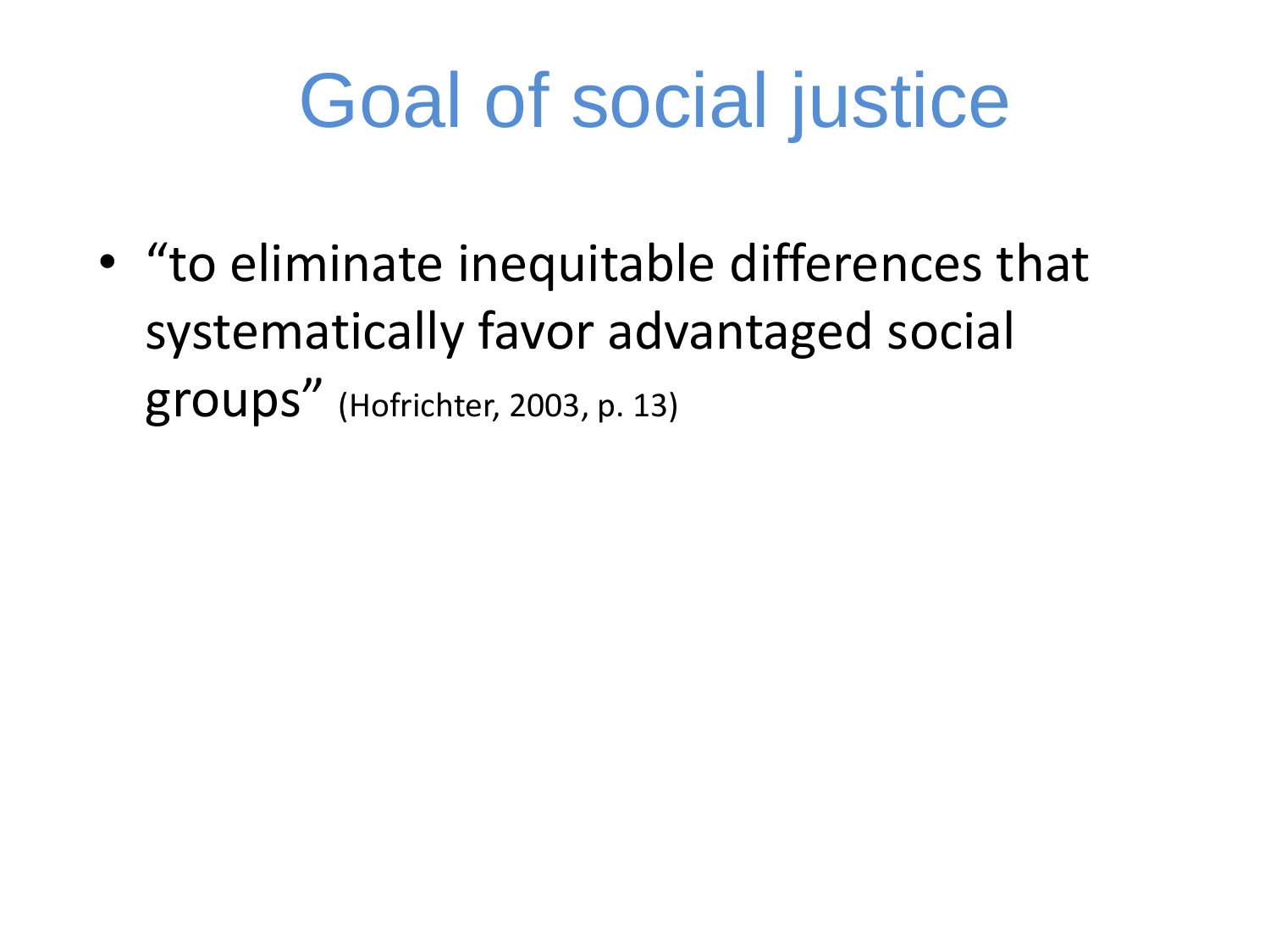# Goal of social justice

- “to eliminate inequitable differences that systematically favor advantaged social groups” (Hofrichter, 2003, p. 13)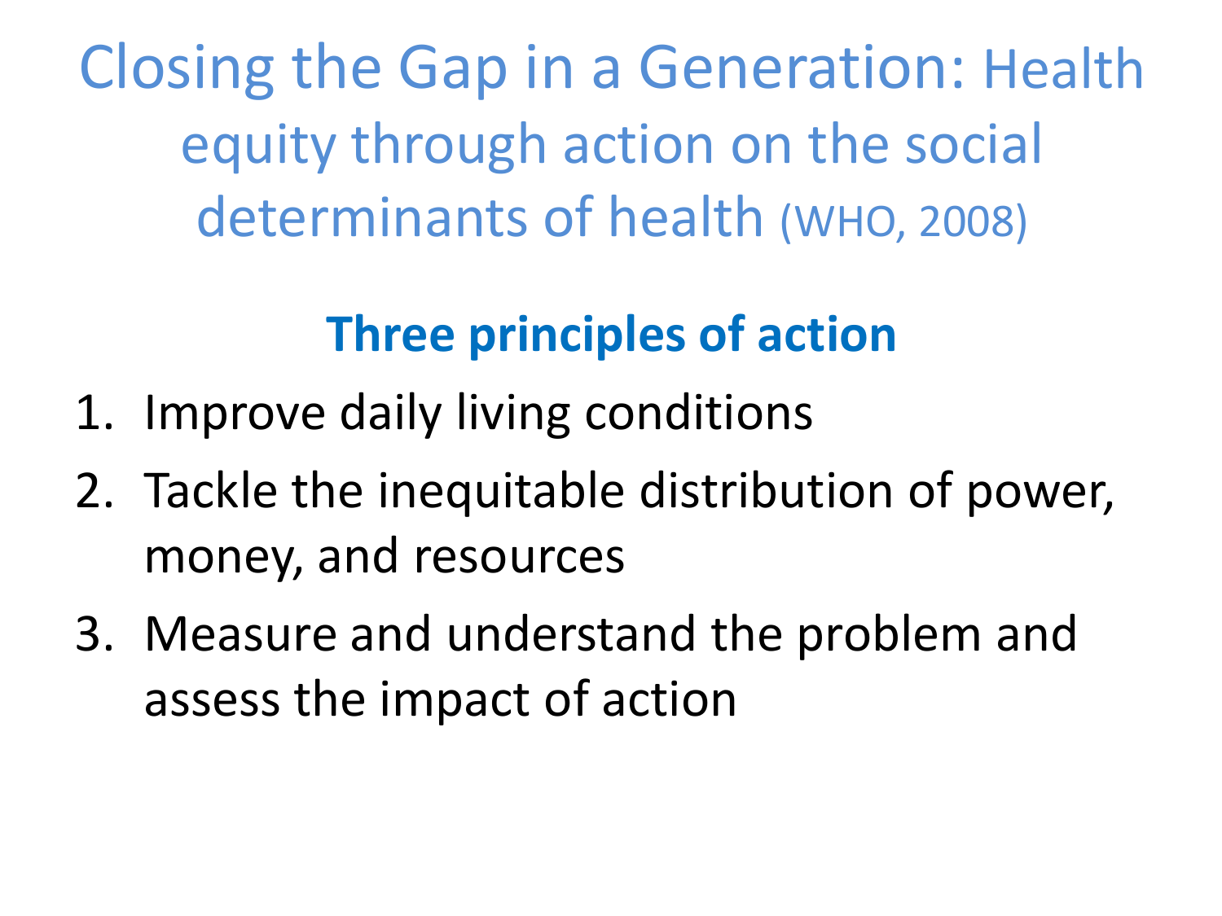# Closing the Gap in a Generation: Health equity through action on the social determinants of health (WHO, 2008)

## **Three principles of action**

1. Improve daily living conditions
2. Tackle the inequitable distribution of power, money, and resources
3. Measure and understand the problem and assess the impact of action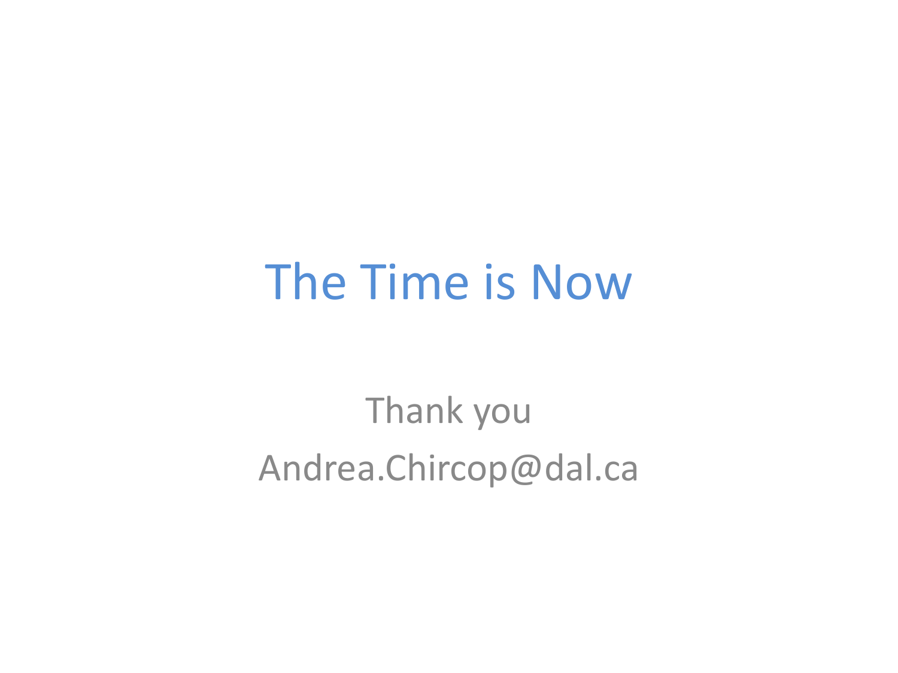# The Time is Now

Thank you

Andrea.Chircop@dal.ca